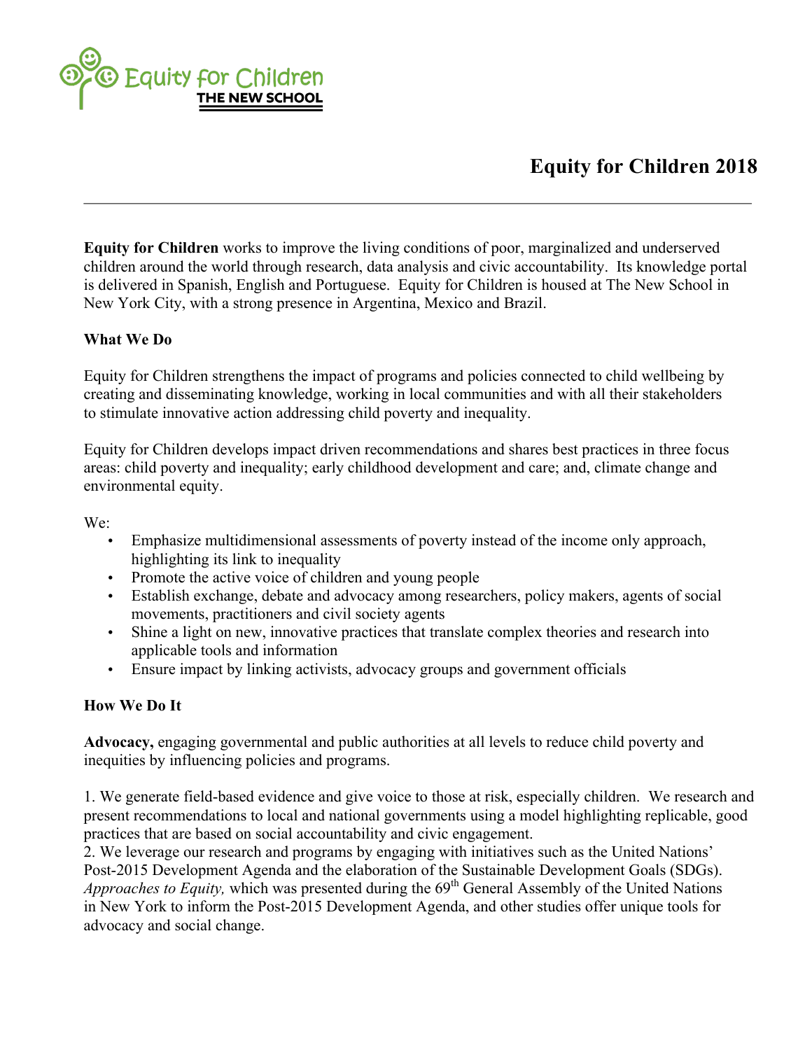Equity for Children
THE NEW SCHOOL

# Equity for Children 2018

---

**Equity for Children** works to improve the living conditions of poor, marginalized and underserved children around the world through research, data analysis and civic accountability. Its knowledge portal is delivered in Spanish, English and Portuguese. Equity for Children is housed at The New School in New York City, with a strong presence in Argentina, Mexico and Brazil.

## What We Do

Equity for Children strengthens the impact of programs and policies connected to child wellbeing by creating and disseminating knowledge, working in local communities and with all their stakeholders to stimulate innovative action addressing child poverty and inequality.

Equity for Children develops impact driven recommendations and shares best practices in three focus areas: child poverty and inequality; early childhood development and care; and, climate change and environmental equity.

We:

- Emphasize multidimensional assessments of poverty instead of the income only approach, highlighting its link to inequality
- Promote the active voice of children and young people
- Establish exchange, debate and advocacy among researchers, policy makers, agents of social movements, practitioners and civil society agents
- Shine a light on new, innovative practices that translate complex theories and research into applicable tools and information
- Ensure impact by linking activists, advocacy groups and government officials

## How We Do It

**Advocacy,** engaging governmental and public authorities at all levels to reduce child poverty and inequities by influencing policies and programs.

1. We generate field-based evidence and give voice to those at risk, especially children. We research and present recommendations to local and national governments using a model highlighting replicable, good practices that are based on social accountability and civic engagement.
2. We leverage our research and programs by engaging with initiatives such as the United Nations' Post-2015 Development Agenda and the elaboration of the Sustainable Development Goals (SDGs). *Approaches to Equity,* which was presented during the 69th General Assembly of the United Nations in New York to inform the Post-2015 Development Agenda, and other studies offer unique tools for advocacy and social change.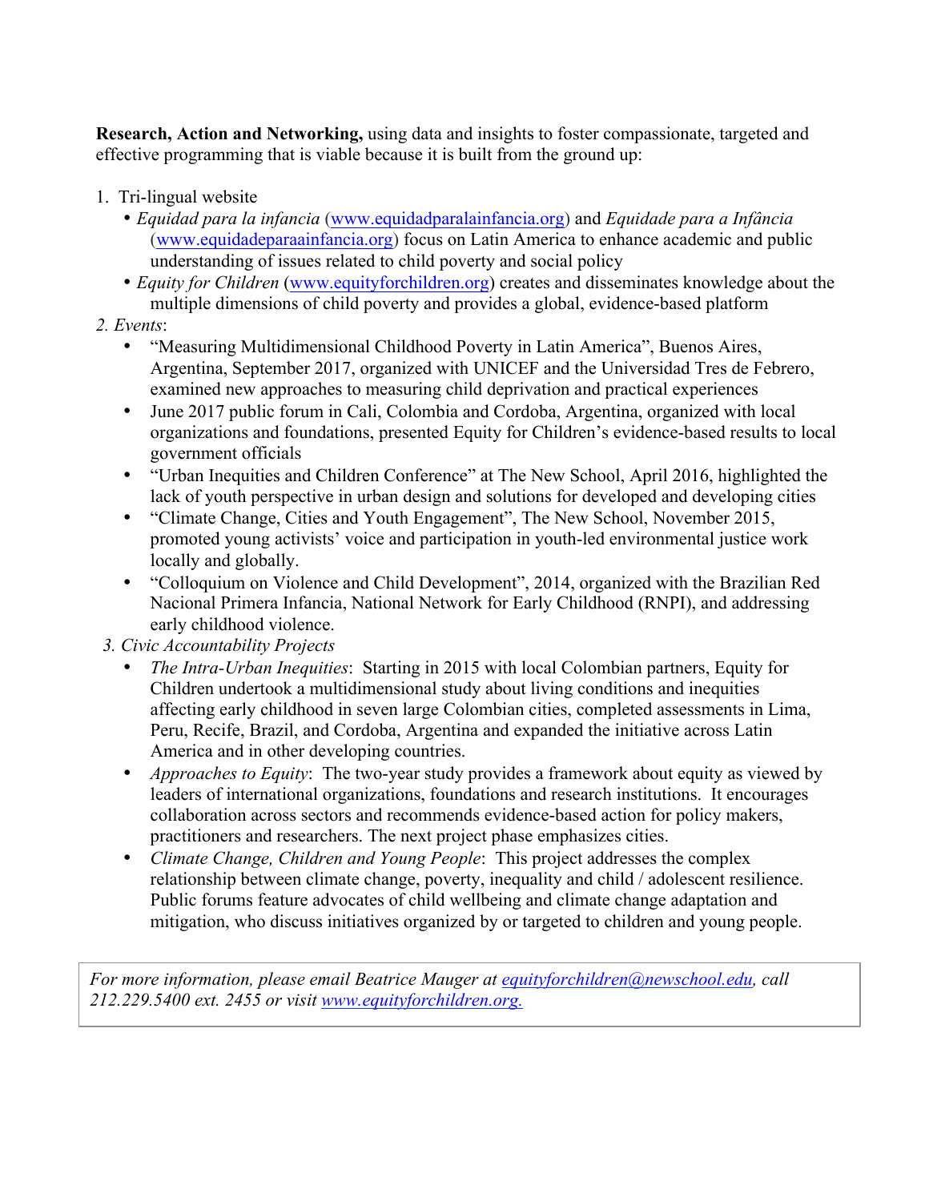**Research, Action and Networking,** using data and insights to foster compassionate, targeted and effective programming that is viable because it is built from the ground up:

1. Tri-lingual website
   - *Equidad para la infancia* (www.equidadparalainfancia.org) and *Equidade para a Infância* (www.equidadeparaainfancia.org) focus on Latin America to enhance academic and public understanding of issues related to child poverty and social policy
   - *Equity for Children* (www.equityforchildren.org) creates and disseminates knowledge about the multiple dimensions of child poverty and provides a global, evidence-based platform
2. *Events*:
   - "Measuring Multidimensional Childhood Poverty in Latin America", Buenos Aires, Argentina, September 2017, organized with UNICEF and the Universidad Tres de Febrero, examined new approaches to measuring child deprivation and practical experiences
   - June 2017 public forum in Cali, Colombia and Cordoba, Argentina, organized with local organizations and foundations, presented Equity for Children's evidence-based results to local government officials
   - "Urban Inequities and Children Conference" at The New School, April 2016, highlighted the lack of youth perspective in urban design and solutions for developed and developing cities
   - "Climate Change, Cities and Youth Engagement", The New School, November 2015, promoted young activists' voice and participation in youth-led environmental justice work locally and globally.
   - "Colloquium on Violence and Child Development", 2014, organized with the Brazilian Red Nacional Primera Infancia, National Network for Early Childhood (RNPI), and addressing early childhood violence.
3. *Civic Accountability Projects*
   - *The Intra-Urban Inequities*: Starting in 2015 with local Colombian partners, Equity for Children undertook a multidimensional study about living conditions and inequities affecting early childhood in seven large Colombian cities, completed assessments in Lima, Peru, Recife, Brazil, and Cordoba, Argentina and expanded the initiative across Latin America and in other developing countries.
   - *Approaches to Equity*: The two-year study provides a framework about equity as viewed by leaders of international organizations, foundations and research institutions. It encourages collaboration across sectors and recommends evidence-based action for policy makers, practitioners and researchers. The next project phase emphasizes cities.
   - *Climate Change, Children and Young People*: This project addresses the complex relationship between climate change, poverty, inequality and child / adolescent resilience. Public forums feature advocates of child wellbeing and climate change adaptation and mitigation, who discuss initiatives organized by or targeted to children and young people.

*For more information, please email Beatrice Mauger at equityforchildren@newschool.edu, call 212.229.5400 ext. 2455 or visit www.equityforchildren.org.*